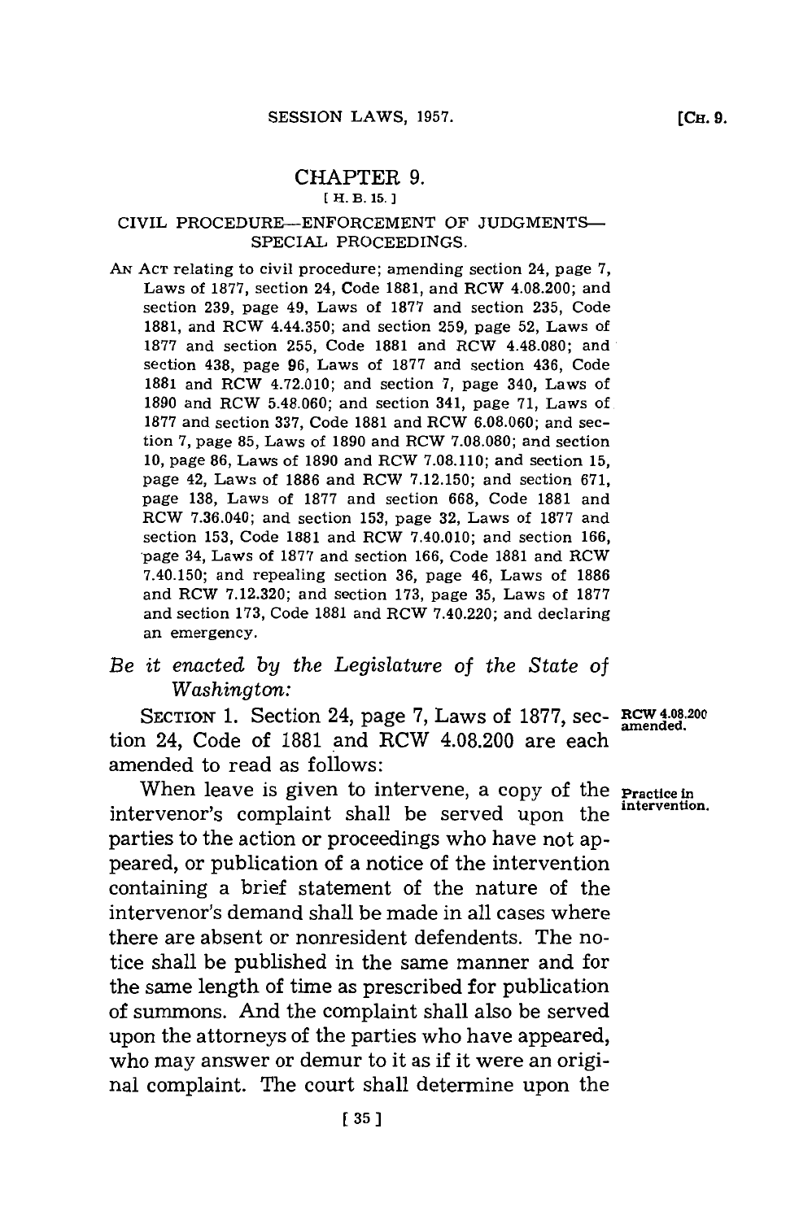# CHAPTER 9.

[ H. B. 15. ]

## CIVIL PROCEDURE—ENFORCEMENT OF JUDGMENTS—SPECIAL PROCEEDINGS.

AN ACT relating to civil procedure; amending section 24, page 7, Laws of 1877, section 24, Code 1881, and RCW 4.08.200; and section 239, page 49, Laws of 1877 and section 235, Code 1881, and RCW 4.44.350; and section 259, page 52, Laws of 1877 and section 255, Code 1881 and RCW 4.48.080; and section 438, page 96, Laws of 1877 and section 436, Code 1881 and RCW 4.72.010; and section 7, page 340, Laws of 1890 and RCW 5.48.060; and section 341, page 71, Laws of 1877 and section 337, Code 1881 and RCW 6.08.060; and section 7, page 85, Laws of 1890 and RCW 7.08.080; and section 10, page 86, Laws of 1890 and RCW 7.08.110; and section 15, page 42, Laws of 1886 and RCW 7.12.150; and section 671, page 138, Laws of 1877 and section 668, Code 1881 and RCW 7.36.040; and section 153, page 32, Laws of 1877 and section 153, Code 1881 and RCW 7.40.010; and section 166, page 34, Laws of 1877 and section 166, Code 1881 and RCW 7.40.150; and repealing section 36, page 46, Laws of 1886 and RCW 7.12.320; and section 173, page 35, Laws of 1877 and section 173, Code 1881 and RCW 7.40.220; and declaring an emergency.

*Be it enacted by the Legislature of the State of Washington:*

**RCW 4.08.200 amended.**

SECTION 1. Section 24, page 7, Laws of 1877, section 24, Code of 1881 and RCW 4.08.200 are each amended to read as follows:

**Practice in intervention.**

When leave is given to intervene, a copy of the intervenor's complaint shall be served upon the parties to the action or proceedings who have not appeared, or publication of a notice of the intervention containing a brief statement of the nature of the intervenor's demand shall be made in all cases where there are absent or nonresident defendents. The notice shall be published in the same manner and for the same length of time as prescribed for publication of summons. And the complaint shall also be served upon the attorneys of the parties who have appeared, who may answer or demur to it as if it were an original complaint. The court shall determine upon the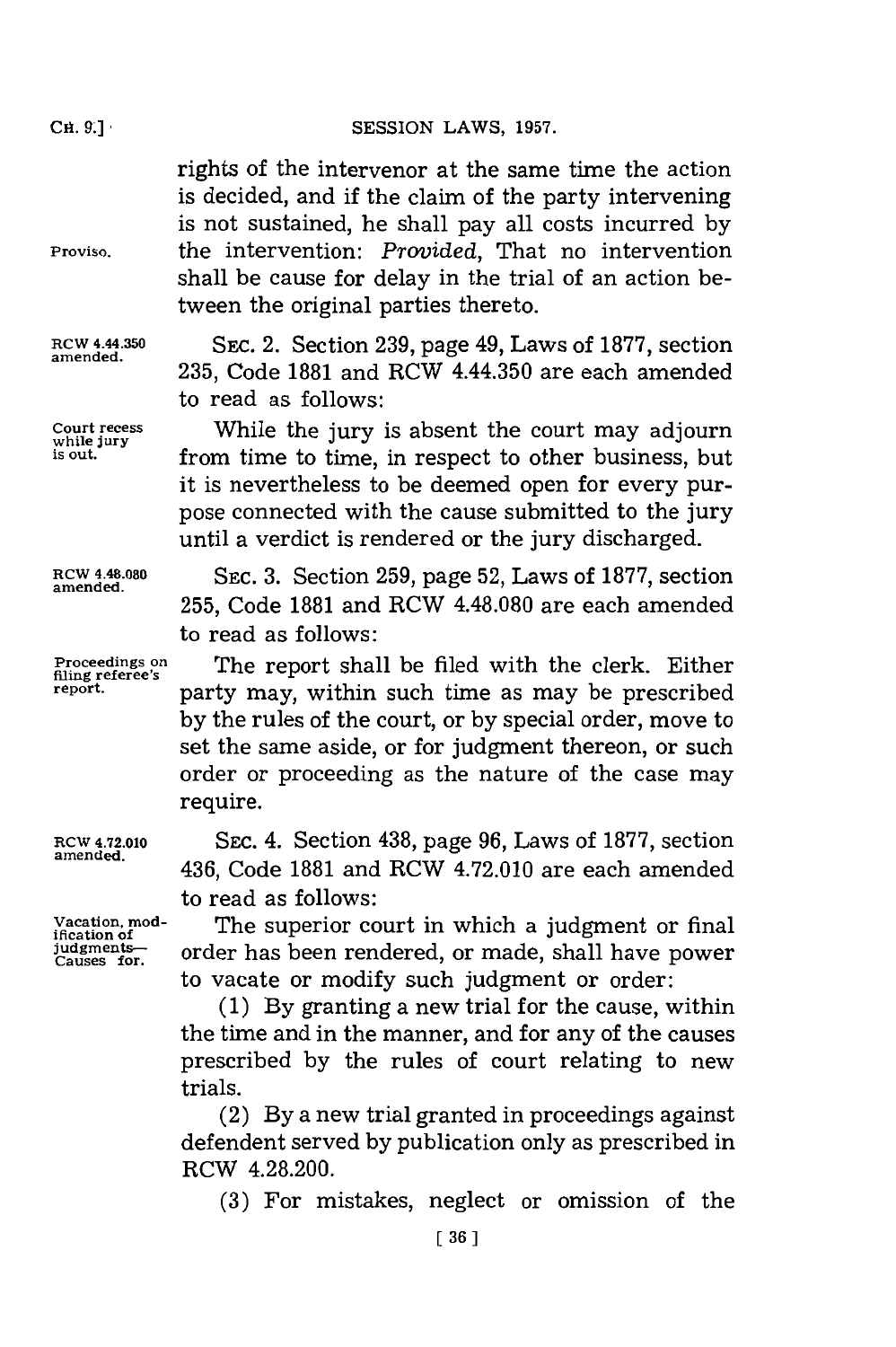rights of the intervenor at the same time the action is decided, and if the claim of the party intervening is not sustained, he shall pay all costs incurred by the intervention: *Provided*, That no intervention shall be cause for delay in the trial of an action between the original parties thereto.

Proviso.

RCW 4.44.350 amended.

SEC. 2. Section 239, page 49, Laws of 1877, section 235, Code 1881 and RCW 4.44.350 are each amended to read as follows:

Court recess while jury is out.

While the jury is absent the court may adjourn from time to time, in respect to other business, but it is nevertheless to be deemed open for every purpose connected with the cause submitted to the jury until a verdict is rendered or the jury discharged.

RCW 4.48.080 amended.

SEC. 3. Section 259, page 52, Laws of 1877, section 255, Code 1881 and RCW 4.48.080 are each amended to read as follows:

Proceedings on filing referee's report.

The report shall be filed with the clerk. Either party may, within such time as may be prescribed by the rules of the court, or by special order, move to set the same aside, or for judgment thereon, or such order or proceeding as the nature of the case may require.

RCW 4.72.010 amended.

SEC. 4. Section 438, page 96, Laws of 1877, section 436, Code 1881 and RCW 4.72.010 are each amended to read as follows:

Vacation, modification of judgments—Causes for.

The superior court in which a judgment or final order has been rendered, or made, shall have power to vacate or modify such judgment or order:

(1) By granting a new trial for the cause, within the time and in the manner, and for any of the causes prescribed by the rules of court relating to new trials.

(2) By a new trial granted in proceedings against defendent served by publication only as prescribed in RCW 4.28.200.

(3) For mistakes, neglect or omission of the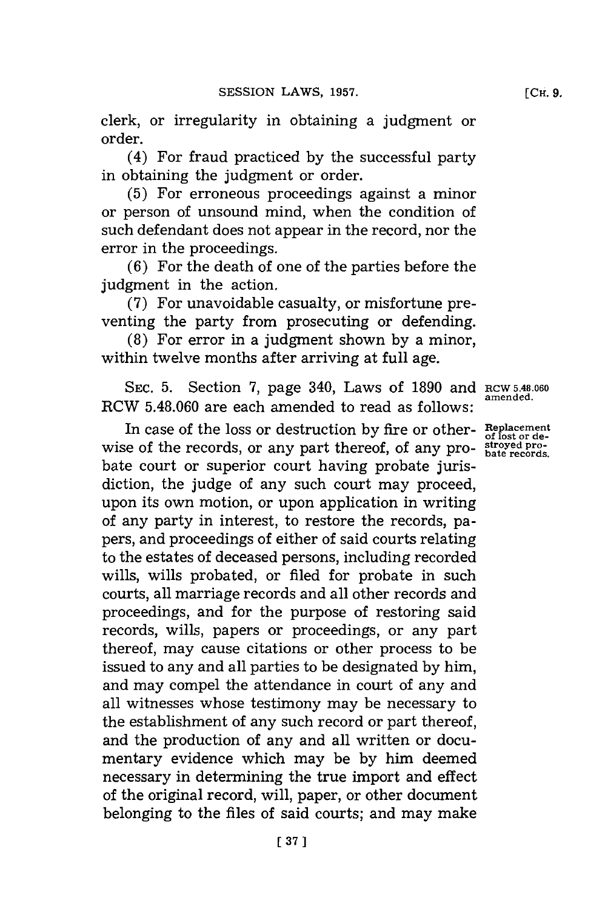clerk, or irregularity in obtaining a judgment or order.

(4) For fraud practiced by the successful party in obtaining the judgment or order.

(5) For erroneous proceedings against a minor or person of unsound mind, when the condition of such defendant does not appear in the record, nor the error in the proceedings.

(6) For the death of one of the parties before the judgment in the action.

(7) For unavoidable casualty, or misfortune preventing the party from prosecuting or defending.

(8) For error in a judgment shown by a minor, within twelve months after arriving at full age.

SEC. 5. Section 7, page 340, Laws of 1890 and RCW 5.48.060 are each amended to read as follows:

RCW 5.48.060 amended.

Replacement of lost or destroyed probate records.

In case of the loss or destruction by fire or otherwise of the records, or any part thereof, of any probate court or superior court having probate jurisdiction, the judge of any such court may proceed, upon its own motion, or upon application in writing of any party in interest, to restore the records, papers, and proceedings of either of said courts relating to the estates of deceased persons, including recorded wills, wills probated, or filed for probate in such courts, all marriage records and all other records and proceedings, and for the purpose of restoring said records, wills, papers or proceedings, or any part thereof, may cause citations or other process to be issued to any and all parties to be designated by him, and may compel the attendance in court of any and all witnesses whose testimony may be necessary to the establishment of any such record or part thereof, and the production of any and all written or documentary evidence which may be by him deemed necessary in determining the true import and effect of the original record, will, paper, or other document belonging to the files of said courts; and may make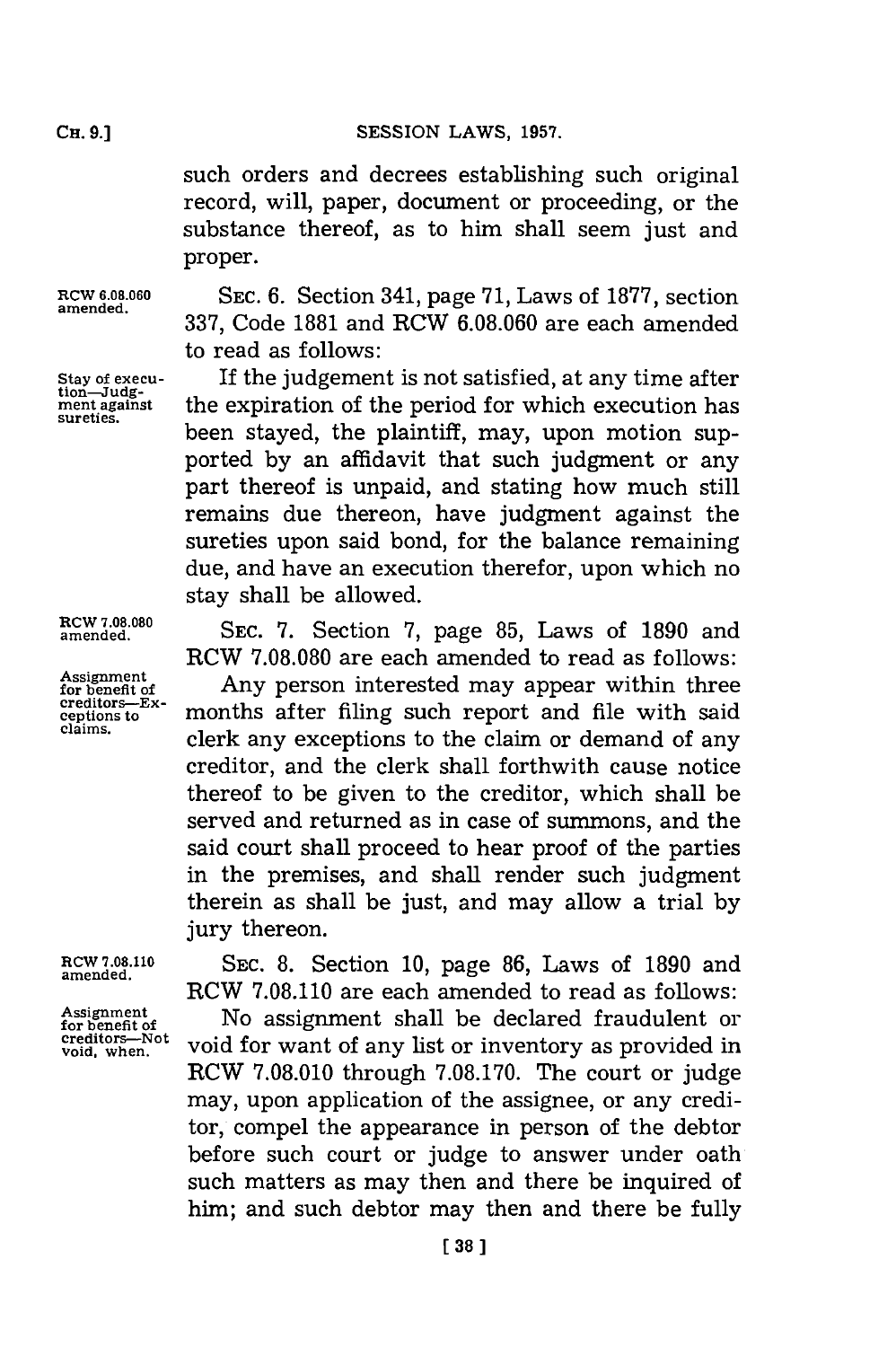such orders and decrees establishing such original record, will, paper, document or proceeding, or the substance thereof, as to him shall seem just and proper.

RCW 6.08.060 amended.

SEC. 6. Section 341, page 71, Laws of 1877, section 337, Code 1881 and RCW 6.08.060 are each amended to read as follows:

Stay of execution—Judgment against sureties.

If the judgement is not satisfied, at any time after the expiration of the period for which execution has been stayed, the plaintiff, may, upon motion supported by an affidavit that such judgment or any part thereof is unpaid, and stating how much still remains due thereon, have judgment against the sureties upon said bond, for the balance remaining due, and have an execution therefor, upon which no stay shall be allowed.

RCW 7.08.080 amended.

SEC. 7. Section 7, page 85, Laws of 1890 and RCW 7.08.080 are each amended to read as follows:

Assignment for benefit of creditors—Exceptions to claims.

Any person interested may appear within three months after filing such report and file with said clerk any exceptions to the claim or demand of any creditor, and the clerk shall forthwith cause notice thereof to be given to the creditor, which shall be served and returned as in case of summons, and the said court shall proceed to hear proof of the parties in the premises, and shall render such judgment therein as shall be just, and may allow a trial by jury thereon.

RCW 7.08.110 amended.

SEC. 8. Section 10, page 86, Laws of 1890 and RCW 7.08.110 are each amended to read as follows:

Assignment for benefit of creditors—Not void, when.

No assignment shall be declared fraudulent or void for want of any list or inventory as provided in RCW 7.08.010 through 7.08.170. The court or judge may, upon application of the assignee, or any creditor, compel the appearance in person of the debtor before such court or judge to answer under oath such matters as may then and there be inquired of him; and such debtor may then and there be fully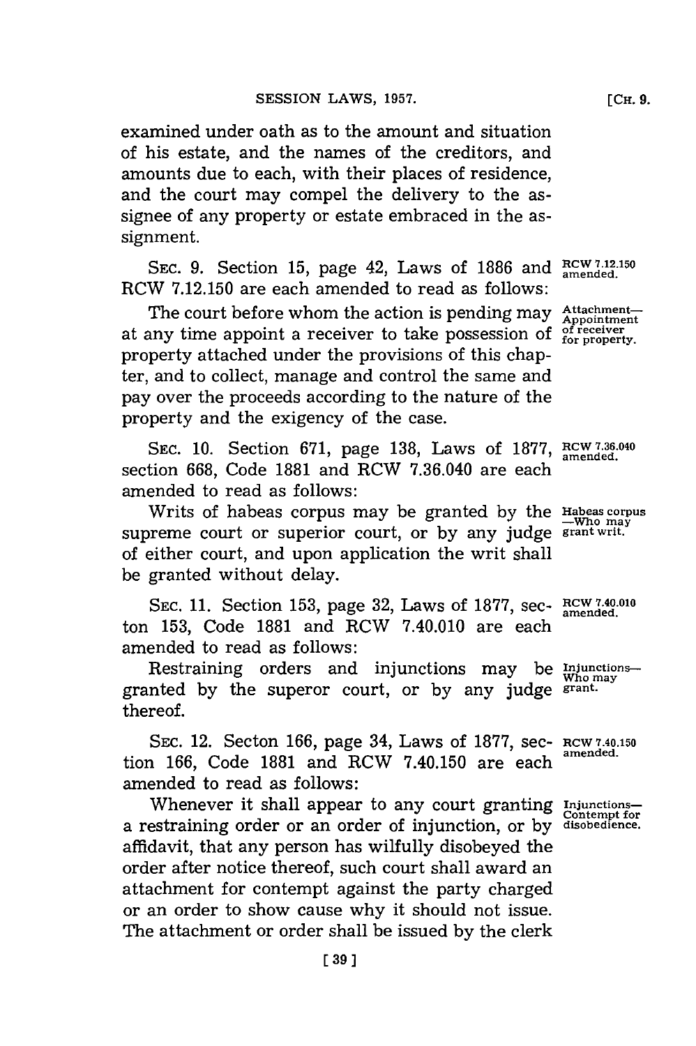examined under oath as to the amount and situation of his estate, and the names of the creditors, and amounts due to each, with their places of residence, and the court may compel the delivery to the assignee of any property or estate embraced in the assignment.

SEC. 9. Section 15, page 42, Laws of 1886 and RCW 7.12.150 are each amended to read as follows:

RCW 7.12.150 amended.

The court before whom the action is pending may at any time appoint a receiver to take possession of property attached under the provisions of this chapter, and to collect, manage and control the same and pay over the proceeds according to the nature of the property and the exigency of the case.

Attachment—Appointment of receiver for property.

SEC. 10. Section 671, page 138, Laws of 1877, section 668, Code 1881 and RCW 7.36.040 are each amended to read as follows:

RCW 7.36.040 amended.

Writs of habeas corpus may be granted by the supreme court or superior court, or by any judge of either court, and upon application the writ shall be granted without delay.

Habeas corpus —Who may grant writ.

SEC. 11. Section 153, page 32, Laws of 1877, secton 153, Code 1881 and RCW 7.40.010 are each amended to read as follows:

RCW 7.40.010 amended.

Restraining orders and injunctions may be granted by the superor court, or by any judge thereof.

Injunctions—Who may grant.

SEC. 12. Secton 166, page 34, Laws of 1877, section 166, Code 1881 and RCW 7.40.150 are each amended to read as follows:

RCW 7.40.150 amended.

Whenever it shall appear to any court granting a restraining order or an order of injunction, or by affidavit, that any person has wilfully disobeyed the order after notice thereof, such court shall award an attachment for contempt against the party charged or an order to show cause why it should not issue. The attachment or order shall be issued by the clerk

Injunctions—Contempt for disobedience.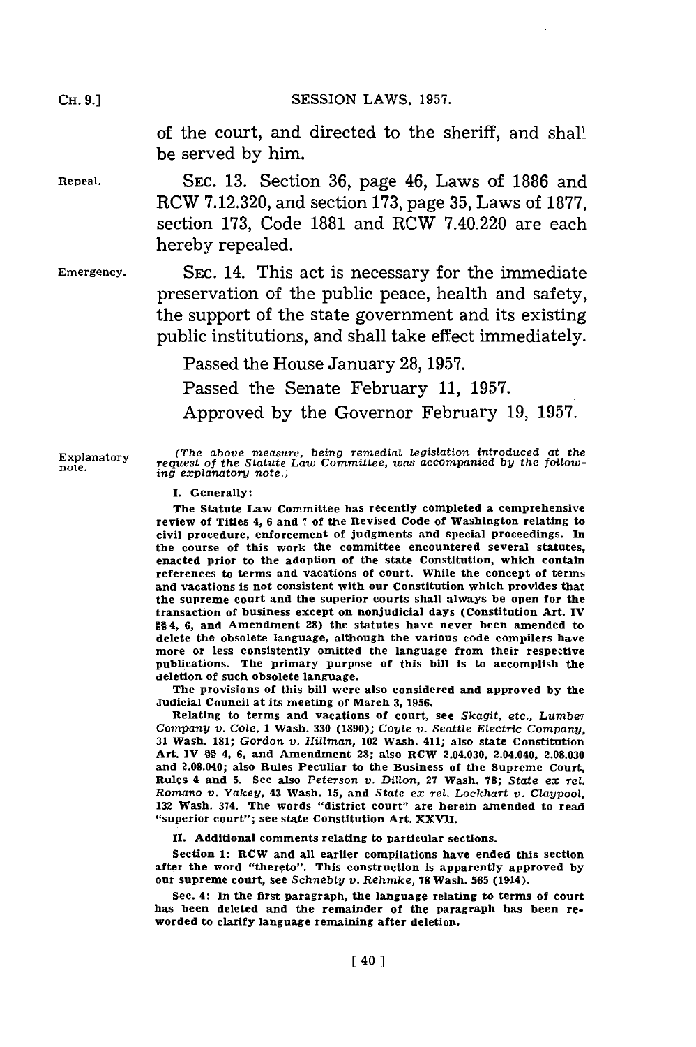of the court, and directed to the sheriff, and shall be served by him.

Repeal.

SEC. 13. Section 36, page 46, Laws of 1886 and RCW 7.12.320, and section 173, page 35, Laws of 1877, section 173, Code 1881 and RCW 7.40.220 are each hereby repealed.

Emergency.

SEC. 14. This act is necessary for the immediate preservation of the public peace, health and safety, the support of the state government and its existing public institutions, and shall take effect immediately.

Passed the House January 28, 1957.

Passed the Senate February 11, 1957.

Approved by the Governor February 19, 1957.

Explanatory note.

*(The above measure, being remedial legislation introduced at the request of the Statute Law Committee, was accompanied by the following explanatory note.)*

**I. Generally:**

The Statute Law Committee has recently completed a comprehensive review of Titles 4, 6 and 7 of the Revised Code of Washington relating to civil procedure, enforcement of judgments and special proceedings. In the course of this work the committee encountered several statutes, enacted prior to the adoption of the state Constitution, which contain references to terms and vacations of court. While the concept of terms and vacations is not consistent with our Constitution which provides that the supreme court and the superior courts shall always be open for the transaction of business except on nonjudicial days (Constitution Art. IV §§ 4, 6, and Amendment 28) the statutes have never been amended to delete the obsolete language, although the various code compilers have more or less consistently omitted the language from their respective publications. The primary purpose of this bill is to accomplish the deletion of such obsolete language.

The provisions of this bill were also considered and approved by the Judicial Council at its meeting of March 3, 1956.

Relating to terms and vacations of court, see *Skagit, etc., Lumber Company v. Cole*, 1 Wash. 330 (1890); *Coyle v. Seattle Electric Company*, 31 Wash. 181; *Gordon v. Hillman*, 102 Wash. 411; also state Constitution Art. IV §§ 4, 6, and Amendment 28; also RCW 2.04.030, 2.04.040, 2.08.030 and 2.08.040; also Rules Peculiar to the Business of the Supreme Court, Rules 4 and 5. See also *Peterson v. Dillon*, 27 Wash. 78; *State ex rel. Romano v. Yakey*, 43 Wash. 15, and *State ex rel. Lockhart v. Claypool*, 132 Wash. 374. The words "district court" are herein amended to read "superior court"; see state Constitution Art. XXVII.

**II. Additional comments relating to particular sections.**

Section 1: RCW and all earlier compilations have ended this section after the word "thereto". This construction is apparently approved by our supreme court, see *Schnebly v. Rehmke*, 78 Wash. 565 (1914).

Sec. 4: In the first paragraph, the language relating to terms of court has been deleted and the remainder of the paragraph has been reworded to clarify language remaining after deletion.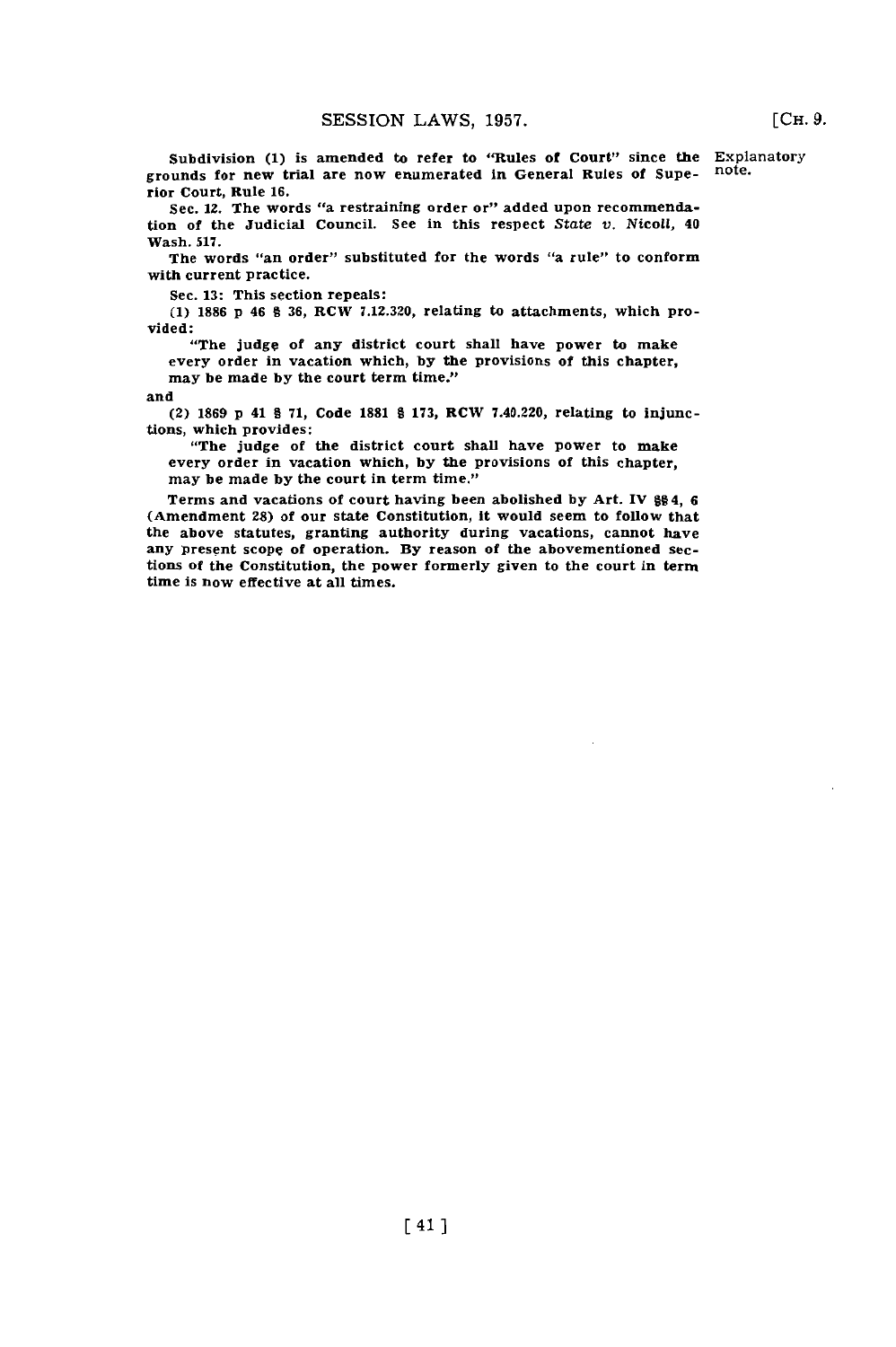Subdivision (1) is amended to refer to "Rules of Court" since the grounds for new trial are now enumerated in General Rules of Superior Court, Rule 16.

Explanatory note.

Sec. 12. The words "a restraining order or" added upon recommendation of the Judicial Council. See in this respect *State v. Nicoll*, 40 Wash. 517.

The words "an order" substituted for the words "a rule" to conform with current practice.

Sec. 13: This section repeals:

(1) 1886 p 46 § 36, RCW 7.12.320, relating to attachments, which provided:

> "The judge of any district court shall have power to make every order in vacation which, by the provisions of this chapter, may be made by the court term time."

and

(2) 1869 p 41 § 71, Code 1881 § 173, RCW 7.40.220, relating to injunctions, which provides:

> "The judge of the district court shall have power to make every order in vacation which, by the provisions of this chapter, may be made by the court in term time."

Terms and vacations of court having been abolished by Art. IV §§ 4, 6 (Amendment 28) of our state Constitution, it would seem to follow that the above statutes, granting authority during vacations, cannot have any present scope of operation. By reason of the abovementioned sections of the Constitution, the power formerly given to the court in term time is now effective at all times.